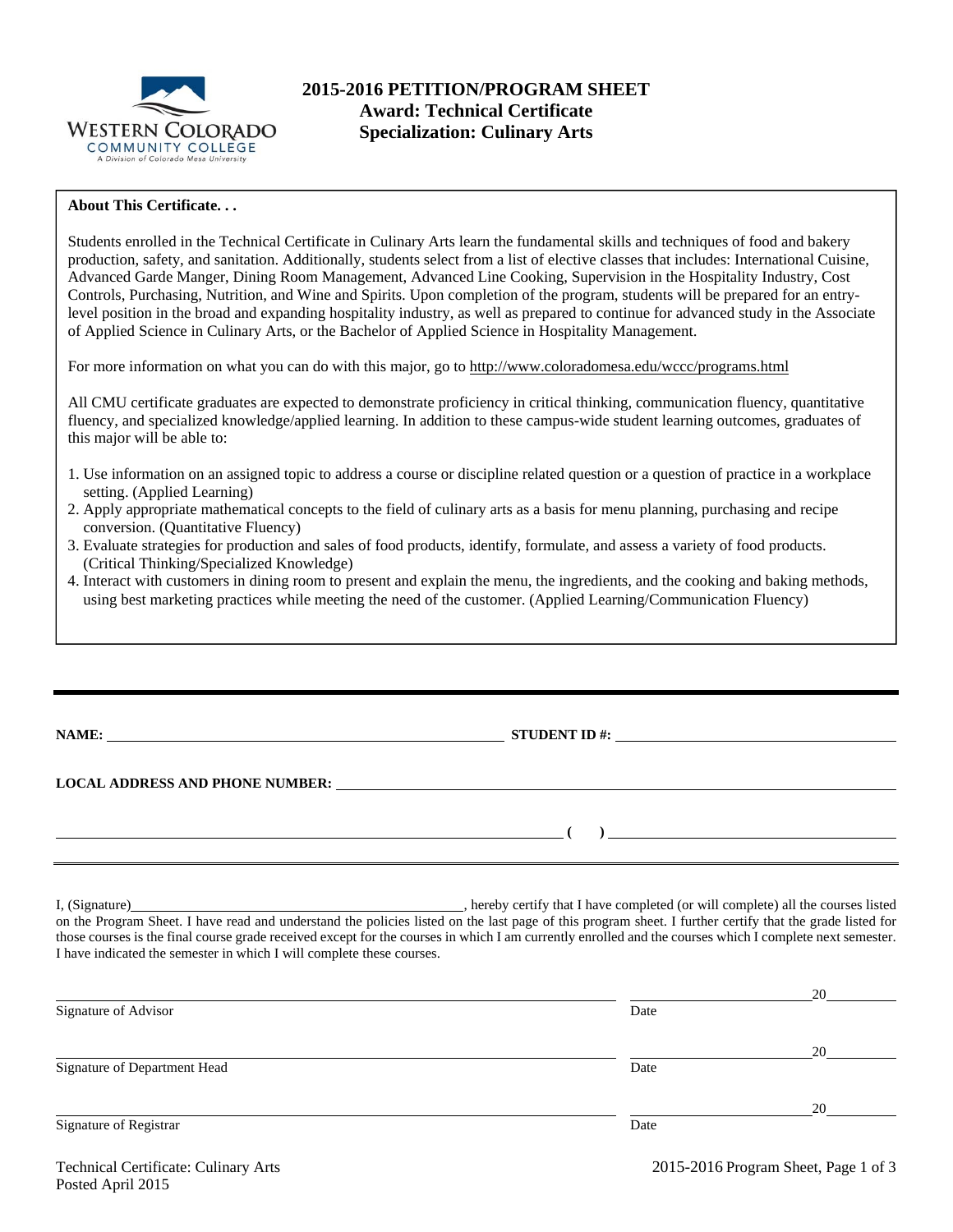# 2015-2016 PETITION/PROGRAM SHEET
## Award: Technical Certificate
## Specialization: Culinary Arts

**About This Certificate. . .**

Students enrolled in the Technical Certificate in Culinary Arts learn the fundamental skills and techniques of food and bakery production, safety, and sanitation. Additionally, students select from a list of elective classes that includes: International Cuisine, Advanced Garde Manger, Dining Room Management, Advanced Line Cooking, Supervision in the Hospitality Industry, Cost Controls, Purchasing, Nutrition, and Wine and Spirits. Upon completion of the program, students will be prepared for an entry-level position in the broad and expanding hospitality industry, as well as prepared to continue for advanced study in the Associate of Applied Science in Culinary Arts, or the Bachelor of Applied Science in Hospitality Management.

For more information on what you can do with this major, go to http://www.coloradomesa.edu/wccc/programs.html

All CMU certificate graduates are expected to demonstrate proficiency in critical thinking, communication fluency, quantitative fluency, and specialized knowledge/applied learning. In addition to these campus-wide student learning outcomes, graduates of this major will be able to:

1. Use information on an assigned topic to address a course or discipline related question or a question of practice in a workplace setting. (Applied Learning)
2. Apply appropriate mathematical concepts to the field of culinary arts as a basis for menu planning, purchasing and recipe conversion. (Quantitative Fluency)
3. Evaluate strategies for production and sales of food products, identify, formulate, and assess a variety of food products. (Critical Thinking/Specialized Knowledge)
4. Interact with customers in dining room to present and explain the menu, the ingredients, and the cooking and baking methods, using best marketing practices while meeting the need of the customer. (Applied Learning/Communication Fluency)

---

**NAME:** ______________________ **STUDENT ID #:** ______________________

**LOCAL ADDRESS AND PHONE NUMBER:** ______________________

______________________ **( )** ______________________

I, (Signature)______________________, hereby certify that I have completed (or will complete) all the courses listed on the Program Sheet. I have read and understand the policies listed on the last page of this program sheet. I further certify that the grade listed for those courses is the final course grade received except for the courses in which I am currently enrolled and the courses which I complete next semester. I have indicated the semester in which I will complete these courses.

______________________ Signature of Advisor &nbsp;&nbsp;&nbsp; ______________ 20______ Date

______________________ Signature of Department Head &nbsp;&nbsp;&nbsp; ______________ 20______ Date

______________________ Signature of Registrar &nbsp;&nbsp;&nbsp; ______________ 20______ Date

Technical Certificate: Culinary Arts
Posted April 2015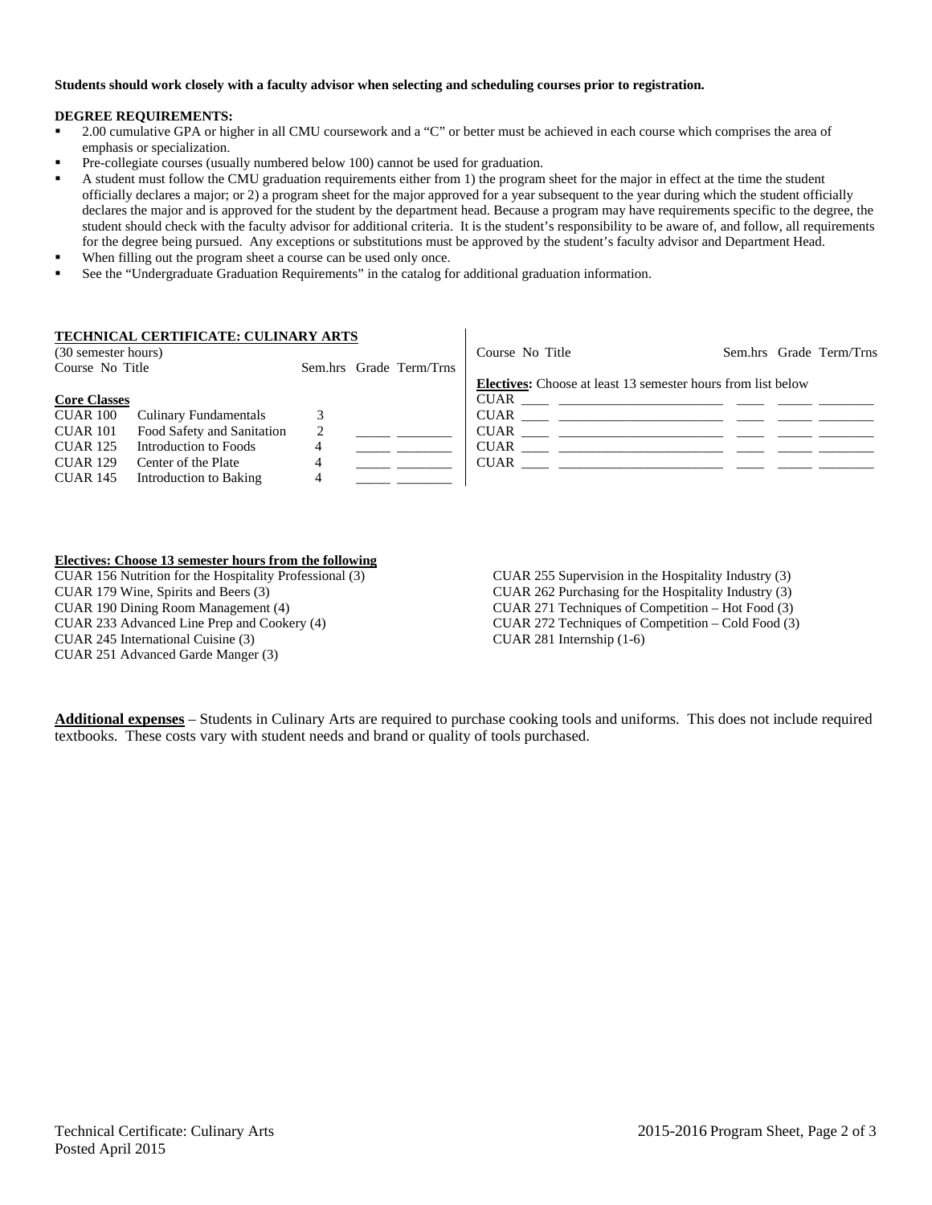**Students should work closely with a faculty advisor when selecting and scheduling courses prior to registration.**

**DEGREE REQUIREMENTS:**

- 2.00 cumulative GPA or higher in all CMU coursework and a "C" or better must be achieved in each course which comprises the area of emphasis or specialization.
- Pre-collegiate courses (usually numbered below 100) cannot be used for graduation.
- A student must follow the CMU graduation requirements either from 1) the program sheet for the major in effect at the time the student officially declares a major; or 2) a program sheet for the major approved for a year subsequent to the year during which the student officially declares the major and is approved for the student by the department head. Because a program may have requirements specific to the degree, the student should check with the faculty advisor for additional criteria. It is the student's responsibility to be aware of, and follow, all requirements for the degree being pursued. Any exceptions or substitutions must be approved by the student's faculty advisor and Department Head.
- When filling out the program sheet a course can be used only once.
- See the "Undergraduate Graduation Requirements" in the catalog for additional graduation information.

**TECHNICAL CERTIFICATE: CULINARY ARTS**
(30 semester hours)

| Course No | Title | Sem.hrs | Grade | Term/Trns |
|---|---|---|---|---|
| **Core Classes** | | | | |
| CUAR 100 | Culinary Fundamentals | 3 | | |
| CUAR 101 | Food Safety and Sanitation | 2 | _____ | ________ |
| CUAR 125 | Introduction to Foods | 4 | _____ | ________ |
| CUAR 129 | Center of the Plate | 4 | _____ | ________ |
| CUAR 145 | Introduction to Baking | 4 | _____ | ________ |

| Course No | Title | Sem.hrs | Grade | Term/Trns |
|---|---|---|---|---|
| **Electives:** Choose at least 13 semester hours from list below | | | | |
| CUAR ____ | ________________________ | ____ | _____ | ________ |
| CUAR ____ | ________________________ | ____ | _____ | ________ |
| CUAR ____ | ________________________ | ____ | _____ | ________ |
| CUAR ____ | ________________________ | ____ | _____ | ________ |
| CUAR ____ | ________________________ | ____ | _____ | ________ |

**Electives: Choose 13 semester hours from the following**

CUAR 156 Nutrition for the Hospitality Professional (3)
CUAR 179 Wine, Spirits and Beers (3)
CUAR 190 Dining Room Management (4)
CUAR 233 Advanced Line Prep and Cookery (4)
CUAR 245 International Cuisine (3)
CUAR 251 Advanced Garde Manger (3)
CUAR 255 Supervision in the Hospitality Industry (3)
CUAR 262 Purchasing for the Hospitality Industry (3)
CUAR 271 Techniques of Competition – Hot Food (3)
CUAR 272 Techniques of Competition – Cold Food (3)
CUAR 281 Internship (1-6)

**Additional expenses** – Students in Culinary Arts are required to purchase cooking tools and uniforms. This does not include required textbooks. These costs vary with student needs and brand or quality of tools purchased.

Technical Certificate: Culinary Arts
Posted April 2015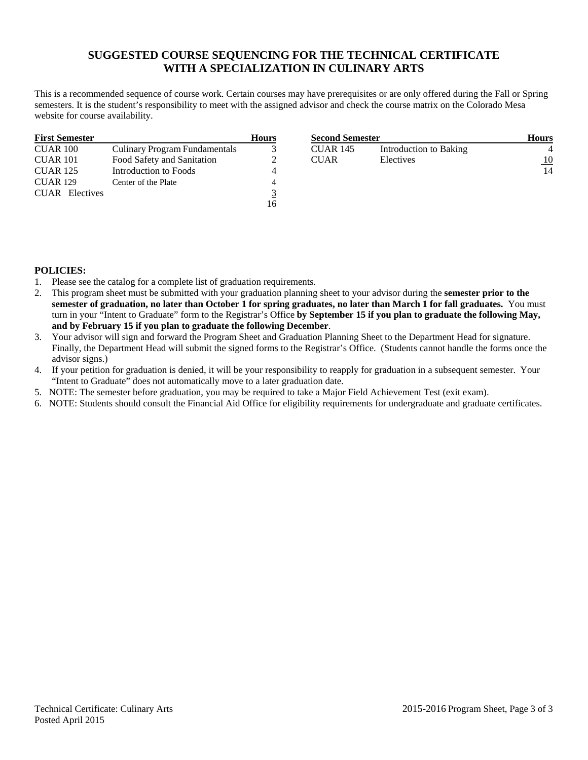## SUGGESTED COURSE SEQUENCING FOR THE TECHNICAL CERTIFICATE WITH A SPECIALIZATION IN CULINARY ARTS

This is a recommended sequence of course work. Certain courses may have prerequisites or are only offered during the Fall or Spring semesters. It is the student's responsibility to meet with the assigned advisor and check the course matrix on the Colorado Mesa website for course availability.

| First Semester | | Hours |
|---|---|---|
| CUAR 100 | Culinary Program Fundamentals | 3 |
| CUAR 101 | Food Safety and Sanitation | 2 |
| CUAR 125 | Introduction to Foods | 4 |
| CUAR 129 | Center of the Plate | 4 |
| CUAR Electives | | 3 |
| | | 16 |

| Second Semester | | Hours |
|---|---|---|
| CUAR 145 | Introduction to Baking | 4 |
| CUAR | Electives | 10 |
| | | 14 |

**POLICIES:**

1. Please see the catalog for a complete list of graduation requirements.
2. This program sheet must be submitted with your graduation planning sheet to your advisor during the **semester prior to the semester of graduation, no later than October 1 for spring graduates, no later than March 1 for fall graduates.** You must turn in your "Intent to Graduate" form to the Registrar's Office **by September 15 if you plan to graduate the following May, and by February 15 if you plan to graduate the following December**.
3. Your advisor will sign and forward the Program Sheet and Graduation Planning Sheet to the Department Head for signature. Finally, the Department Head will submit the signed forms to the Registrar's Office. (Students cannot handle the forms once the advisor signs.)
4. If your petition for graduation is denied, it will be your responsibility to reapply for graduation in a subsequent semester. Your "Intent to Graduate" does not automatically move to a later graduation date.
5. NOTE: The semester before graduation, you may be required to take a Major Field Achievement Test (exit exam).
6. NOTE: Students should consult the Financial Aid Office for eligibility requirements for undergraduate and graduate certificates.